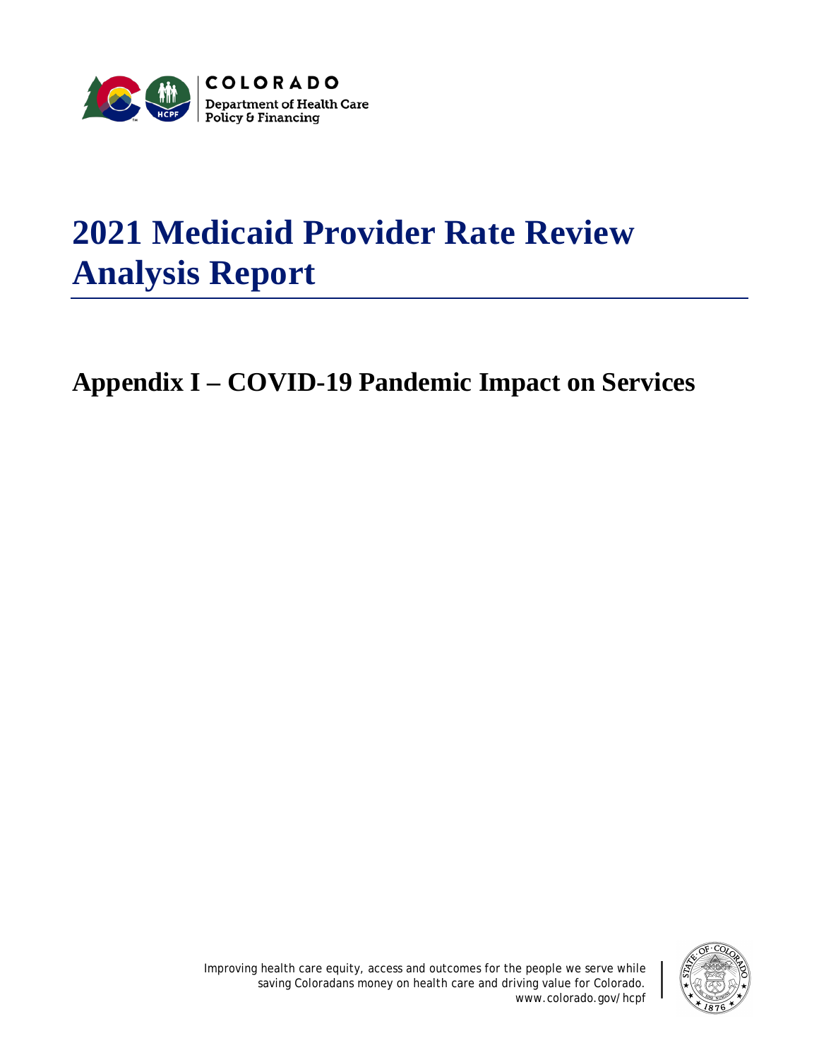COLORADO
Department of Health Care Policy & Financing

# 2021 Medicaid Provider Rate Review Analysis Report

## Appendix I – COVID-19 Pandemic Impact on Services

Improving health care equity, access and outcomes for the people we serve while saving Coloradans money on health care and driving value for Colorado.
www.colorado.gov/hcpf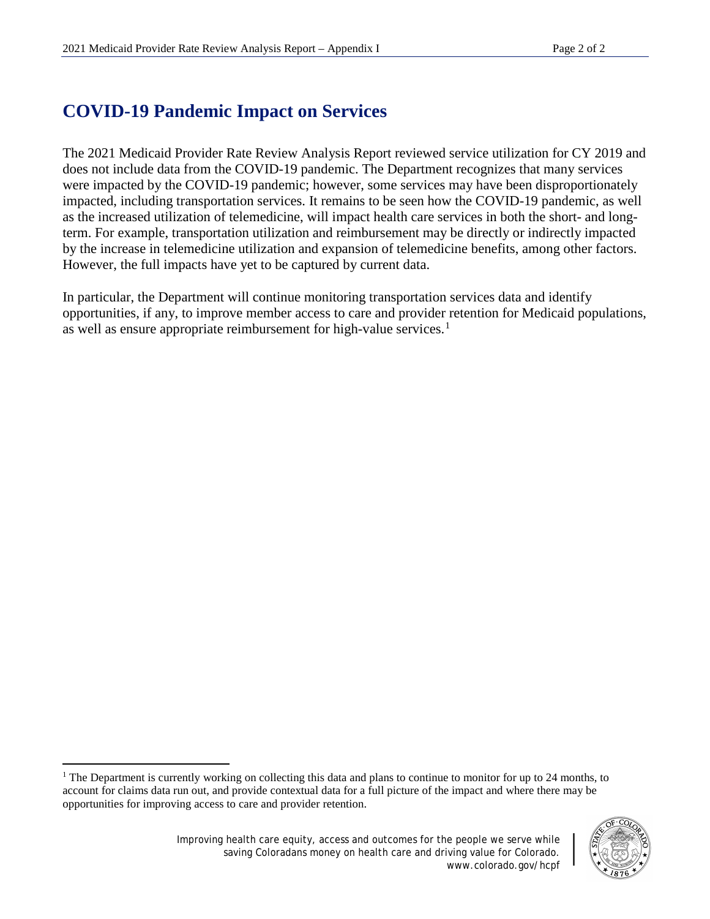## COVID-19 Pandemic Impact on Services

The 2021 Medicaid Provider Rate Review Analysis Report reviewed service utilization for CY 2019 and does not include data from the COVID-19 pandemic. The Department recognizes that many services were impacted by the COVID-19 pandemic; however, some services may have been disproportionately impacted, including transportation services. It remains to be seen how the COVID-19 pandemic, as well as the increased utilization of telemedicine, will impact health care services in both the short- and long-term. For example, transportation utilization and reimbursement may be directly or indirectly impacted by the increase in telemedicine utilization and expansion of telemedicine benefits, among other factors. However, the full impacts have yet to be captured by current data.

In particular, the Department will continue monitoring transportation services data and identify opportunities, if any, to improve member access to care and provider retention for Medicaid populations, as well as ensure appropriate reimbursement for high-value services.[1]

[1] The Department is currently working on collecting this data and plans to continue to monitor for up to 24 months, to account for claims data run out, and provide contextual data for a full picture of the impact and where there may be opportunities for improving access to care and provider retention.